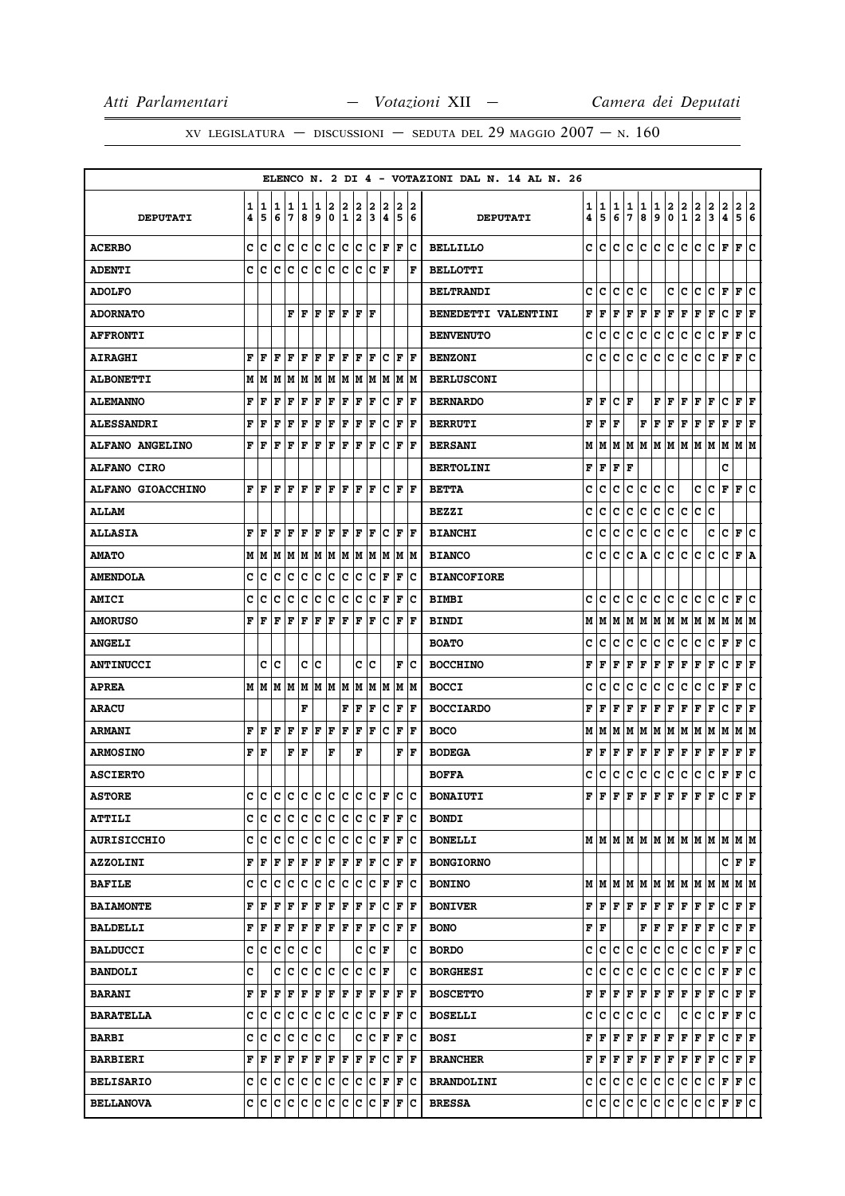XV LEGISLATURA — DISCUSSIONI — SEDUTA DEL 29 MAGGIO 2007 — N. 160

ELENCO N. 2 DI 4 - VOTAZIONI DAL N. 14 AL N. 26

| DEPUTATI | 14 | 15 | 16 | 17 | 18 | 19 | 20 | 21 | 22 | 23 | 24 | 25 | 26 | DEPUTATI | 14 | 15 | 16 | 17 | 18 | 19 | 20 | 21 | 22 | 23 | 24 | 25 | 26 |
|---|---|---|---|---|---|---|---|---|---|---|---|---|---|---|---|---|---|---|---|---|---|---|---|---|---|---|---|
| ACERBO | C | C | C | C | C | C | C | C | C | C | F | F | C | BELLILLO | C | C | C | C | C | C | C | C | C | C | F | F | C |
| ADENTI | C | C | C | C | C | C | C | C | C | C | F |  | F | BELLOTTI |  |  |  |  |  |  |  |  |  |  |  |  |  |
| ADOLFO |  |  |  |  |  |  |  |  |  |  |  |  |  | BELTRANDI | C | C | C | C | C |  | C | C | C | C | F | F | C |
| ADORNATO |  |  |  | F | F | F | F | F | F | F |  |  |  | BENEDETTI VALENTINI | F | F | F | F | F | F | F | F | F | F | C | F | F |
| AFFRONTI |  |  |  |  |  |  |  |  |  |  |  |  |  | BENVENUTO | C | C | C | C | C | C | C | C | C | C | F | F | C |
| AIRAGHI | F | F | F | F | F | F | F | F | F | F | C | F | F | BENZONI | C | C | C | C | C | C | C | C | C | C | F | F | C |
| ALBONETTI | M | M | M | M | M | M | M | M | M | M | M | M | M | BERLUSCONI |  |  |  |  |  |  |  |  |  |  |  |  |  |
| ALEMANNO | F | F | F | F | F | F | F | F | F | F | C | F | F | BERNARDO | F | F | C | F |  | F | F | F | F | F | C | F | F |
| ALESSANDRI | F | F | F | F | F | F | F | F | F | F | C | F | F | BERRUTI | F | F | F |  | F | F | F | F | F | F | F | F | F |
| ALFANO ANGELINO | F | F | F | F | F | F | F | F | F | F | C | F | F | BERSANI | M | M | M | M | M | M | M | M | M | M | M | M | M |
| ALFANO CIRO |  |  |  |  |  |  |  |  |  |  |  |  |  | BERTOLINI | F | F | F | F |  |  |  |  |  |  | C |  |  |
| ALFANO GIOACCHINO | F | F | F | F | F | F | F | F | F | F | C | F | F | BETTA | C | C | C | C | C | C | C |  | C | C | F | F | C |
| ALLAM |  |  |  |  |  |  |  |  |  |  |  |  |  | BEZZI | C | C | C | C | C | C | C | C | C | C |  |  |  |
| ALLASIA | F | F | F | F | F | F | F | F | F | F | C | F | F | BIANCHI | C | C | C | C | C | C | C | C |  | C | C | F | C |
| AMATO | M | M | M | M | M | M | M | M | M | M | M | M | M | BIANCO | C | C | C | C | A | C | C | C | C | C | C | F | A |
| AMENDOLA | C | C | C | C | C | C | C | C | C | C | F | F | C | BIANCOFIORE |  |  |  |  |  |  |  |  |  |  |  |  |  |
| AMICI | C | C | C | C | C | C | C | C | C | C | F | F | C | BIMBI | C | C | C | C | C | C | C | C | C | C | C | F | C |
| AMORUSO | F | F | F | F | F | F | F | F | F | F | C | F | F | BINDI | M | M | M | M | M | M | M | M | M | M | M | M | M |
| ANGELI |  |  |  |  |  |  |  |  |  |  |  |  |  | BOATO | C | C | C | C | C | C | C | C | C | C | F | F | C |
| ANTINUCCI |  | C | C |  | C | C |  |  | C | C |  | F | C | BOCCHINO | F | F | F | F | F | F | F | F | F | F | C | F | F |
| APREA | M | M | M | M | M | M | M | M | M | M | M | M | M | BOCCI | C | C | C | C | C | C | C | C | C | C | F | F | C |
| ARACU |  |  |  |  | F |  |  | F | F | F | C | F | F | BOCCIARDO | F | F | F | F | F | F | F | F | F | F | C | F | F |
| ARMANI | F | F | F | F | F | F | F | F | F | F | C | F | F | BOCO | M | M | M | M | M | M | M | M | M | M | M | M | M |
| ARMOSINO | F | F |  | F | F |  | F |  | F |  |  | F | F | BODEGA | F | F | F | F | F | F | F | F | F | F | F | F | F |
| ASCIERTO |  |  |  |  |  |  |  |  |  |  |  |  |  | BOFFA | C | C | C | C | C | C | C | C | C | C | F | F | C |
| ASTORE | C | C | C | C | C | C | C | C | C | C | F | C | C | BONAIUTI | F | F | F | F | F | F | F | F | F | F | C | F | F |
| ATTILI | C | C | C | C | C | C | C | C | C | C | F | F | C | BONDI |  |  |  |  |  |  |  |  |  |  |  |  |  |
| AURISICCHIO | C | C | C | C | C | C | C | C | C | C | F | F | C | BONELLI | M | M | M | M | M | M | M | M | M | M | M | M | M |
| AZZOLINI | F | F | F | F | F | F | F | F | F | F | C | F | F | BONGIORNO |  |  |  |  |  |  |  |  |  |  | C | F | F |
| BAFILE | C | C | C | C | C | C | C | C | C | C | F | F | C | BONINO | M | M | M | M | M | M | M | M | M | M | M | M | M |
| BAIAMONTE | F | F | F | F | F | F | F | F | F | F | C | F | F | BONIVER | F | F | F | F | F | F | F | F | F | F | C | F | F |
| BALDELLI | F | F | F | F | F | F | F | F | F | F | C | F | F | BONO | F | F |  |  | F | F | F | F | F | F | C | F | F |
| BALDUCCI | C | C | C | C | C | C |  |  | C | C | F |  | C | BORDO | C | C | C | C | C | C | C | C | C | C | F | F | C |
| BANDOLI | C |  | C | C | C | C | C | C | C | C | F |  | C | BORGHESI | C | C | C | C | C | C | C | C | C | C | F | F | C |
| BARANI | F | F | F | F | F | F | F | F | F | F | F | F | F | BOSCETTO | F | F | F | F | F | F | F | F | F | F | C | F | F |
| BARATELLA | C | C | C | C | C | C | C | C | C | C | F | F | C | BOSELLI | C | C | C | C | C | C |  | C | C | C | F | F | C |
| BARBI | C | C | C | C | C | C | C |  | C | C | F | F | C | BOSI | F | F | F | F | F | F | F | F | F | F | C | F | F |
| BARBIERI | F | F | F | F | F | F | F | F | F | F | C | F | F | BRANCHER | F | F | F | F | F | F | F | F | F | F | C | F | F |
| BELISARIO | C | C | C | C | C | C | C | C | C | C | F | F | C | BRANDOLINI | C | C | C | C | C | C | C | C | C | C | F | F | C |
| BELLANOVA | C | C | C | C | C | C | C | C | C | C | F | F | C | BRESSA | C | C | C | C | C | C | C | C | C | C | F | F | C |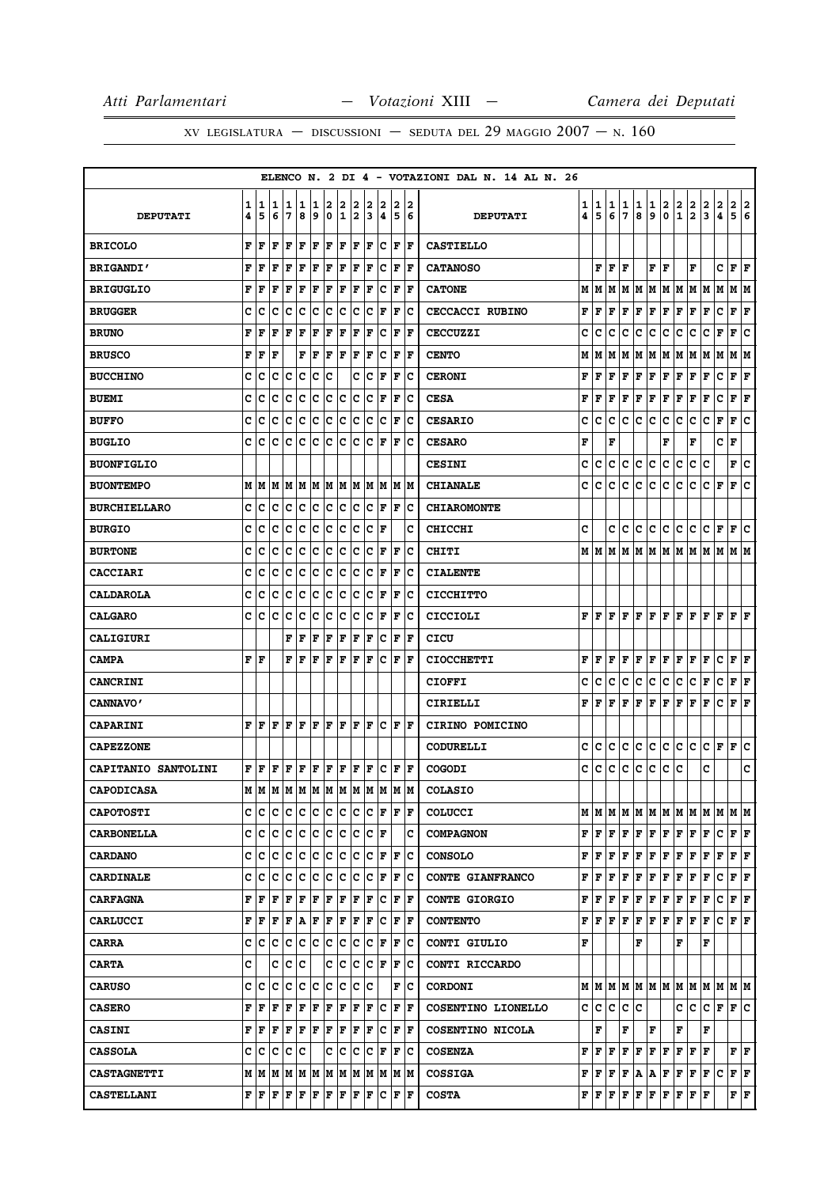ELENCO N. 2 DI 4 - VOTAZIONI DAL N. 14 AL N. 26

| DEPUTATI | 14 | 15 | 16 | 17 | 18 | 19 | 20 | 21 | 22 | 23 | 24 | 25 | 26 | DEPUTATI | 14 | 15 | 16 | 17 | 18 | 19 | 20 | 21 | 22 | 23 | 24 | 25 | 26 |
|---|---|---|---|---|---|---|---|---|---|---|---|---|---|---|---|---|---|---|---|---|---|---|---|---|---|---|---|
| BRICOLO | F | F | F | F | F | F | F | F | F | F | C | F | F | CASTIELLO | | | | | | | | | | | | | |
| BRIGANDI' | F | F | F | F | F | F | F | F | F | F | C | F | F | CATANOSO | | F | F | F | | F | F | | F | | C | F | F |
| BRIGUGLIO | F | F | F | F | F | F | F | F | F | F | C | F | F | CATONE | M | M | M | M | M | M | M | M | M | M | M | M | M |
| BRUGGER | C | C | C | C | C | C | C | C | C | C | F | F | C | CECCACCI RUBINO | F | F | F | F | F | F | F | F | F | F | C | F | F |
| BRUNO | F | F | F | F | F | F | F | F | F | F | C | F | F | CECCUZZI | C | C | C | C | C | C | C | C | C | C | F | F | C |
| BRUSCO | F | F | F | | F | F | F | F | F | F | C | F | F | CENTO | M | M | M | M | M | M | M | M | M | M | M | M | M |
| BUCCHINO | C | C | C | C | C | C | C | | C | C | F | F | C | CERONI | F | F | F | F | F | F | F | F | F | F | C | F | F |
| BUEMI | C | C | C | C | C | C | C | C | C | C | F | F | C | CESA | F | F | F | F | F | F | F | F | F | F | C | F | F |
| BUFFO | C | C | C | C | C | C | C | C | C | C | C | F | C | CESARIO | C | C | C | C | C | C | C | C | C | C | F | F | C |
| BUGLIO | C | C | C | C | C | C | C | C | C | C | F | F | C | CESARO | F | | F | | | | F | | F | | C | F | |
| BUONFIGLIO | | | | | | | | | | | | | | CESINI | C | C | C | C | C | C | C | C | C | C | | F | C |
| BUONTEMPO | M | M | M | M | M | M | M | M | M | M | M | M | M | CHIANALE | C | C | C | C | C | C | C | C | C | C | F | F | C |
| BURCHIELLARO | C | C | C | C | C | C | C | C | C | C | F | F | C | CHIAROMONTE | | | | | | | | | | | | | |
| BURGIO | C | C | C | C | C | C | C | C | C | C | F | | C | CHICCHI | C | | C | C | C | C | C | C | C | C | F | F | C |
| BURTONE | C | C | C | C | C | C | C | C | C | C | F | F | C | CHITI | M | M | M | M | M | M | M | M | M | M | M | M | M |
| CACCIARI | C | C | C | C | C | C | C | C | C | C | F | F | C | CIALENTE | | | | | | | | | | | | | |
| CALDAROLA | C | C | C | C | C | C | C | C | C | C | F | F | C | CICCHITTO | | | | | | | | | | | | | |
| CALGARO | C | C | C | C | C | C | C | C | C | C | F | F | C | CICCIOLI | F | F | F | F | F | F | F | F | F | F | F | F | F |
| CALIGIURI | | | | F | F | F | F | F | F | F | C | F | F | CICU | | | | | | | | | | | | | |
| CAMPA | F | F | | F | F | F | F | F | F | F | C | F | F | CIOCCHETTI | F | F | F | F | F | F | F | F | F | F | C | F | F |
| CANCRINI | | | | | | | | | | | | | | CIOFFI | C | C | C | C | C | C | C | C | C | F | C | F | F |
| CANNAVO' | | | | | | | | | | | | | | CIRIELLI | F | F | F | F | F | F | F | F | F | F | C | F | F |
| CAPARINI | F | F | F | F | F | F | F | F | F | F | C | F | F | CIRINO POMICINO | | | | | | | | | | | | | |
| CAPEZZONE | | | | | | | | | | | | | | CODURELLI | C | C | C | C | C | C | C | C | C | C | F | F | C |
| CAPITANIO SANTOLINI | F | F | F | F | F | F | F | F | F | F | C | F | F | COGODI | C | C | C | C | C | C | C | C | | C | | | C |
| CAPODICASA | M | M | M | M | M | M | M | M | M | M | M | M | M | COLASIO | | | | | | | | | | | | | |
| CAPOTOSTI | C | C | C | C | C | C | C | C | C | C | F | F | F | COLUCCI | M | M | M | M | M | M | M | M | M | M | M | M | M |
| CARBONELLA | C | C | C | C | C | C | C | C | C | C | F | | C | COMPAGNON | F | F | F | F | F | F | F | F | F | F | C | F | F |
| CARDANO | C | C | C | C | C | C | C | C | C | C | F | F | C | CONSOLO | F | F | F | F | F | F | F | F | F | F | F | F | F |
| CARDINALE | C | C | C | C | C | C | C | C | C | C | F | F | C | CONTE GIANFRANCO | F | F | F | F | F | F | F | F | F | F | C | F | F |
| CARFAGNA | F | F | F | F | F | F | F | F | F | F | C | F | F | CONTE GIORGIO | F | F | F | F | F | F | F | F | F | F | C | F | F |
| CARLUCCI | F | F | F | F | A | F | F | F | F | F | C | F | F | CONTENTO | F | F | F | F | F | F | F | F | F | F | C | F | F |
| CARRA | C | C | C | C | C | C | C | C | C | C | F | F | C | CONTI GIULIO | F | | | | F | | | F | | F | | | |
| CARTA | C | | C | C | C | | C | C | C | C | F | F | C | CONTI RICCARDO | | | | | | | | | | | | | |
| CARUSO | C | C | C | C | C | C | C | C | C | C | | F | C | CORDONI | M | M | M | M | M | M | M | M | M | M | M | M | M |
| CASERO | F | F | F | F | F | F | F | F | F | F | C | F | F | COSENTINO LIONELLO | C | C | C | C | C | | | C | C | C | F | F | C |
| CASINI | F | F | F | F | F | F | F | F | F | F | C | F | F | COSENTINO NICOLA | | F | | F | | F | | F | | F | | | |
| CASSOLA | C | C | C | C | C | | C | C | C | C | F | F | C | COSENZA | F | F | F | F | F | F | F | F | F | F | | F | F |
| CASTAGNETTI | M | M | M | M | M | M | M | M | M | M | M | M | M | COSSIGA | F | F | F | F | A | A | F | F | F | F | C | F | F |
| CASTELLANI | F | F | F | F | F | F | F | F | F | F | C | F | F | COSTA | F | F | F | F | F | F | F | F | F | F | | F | F |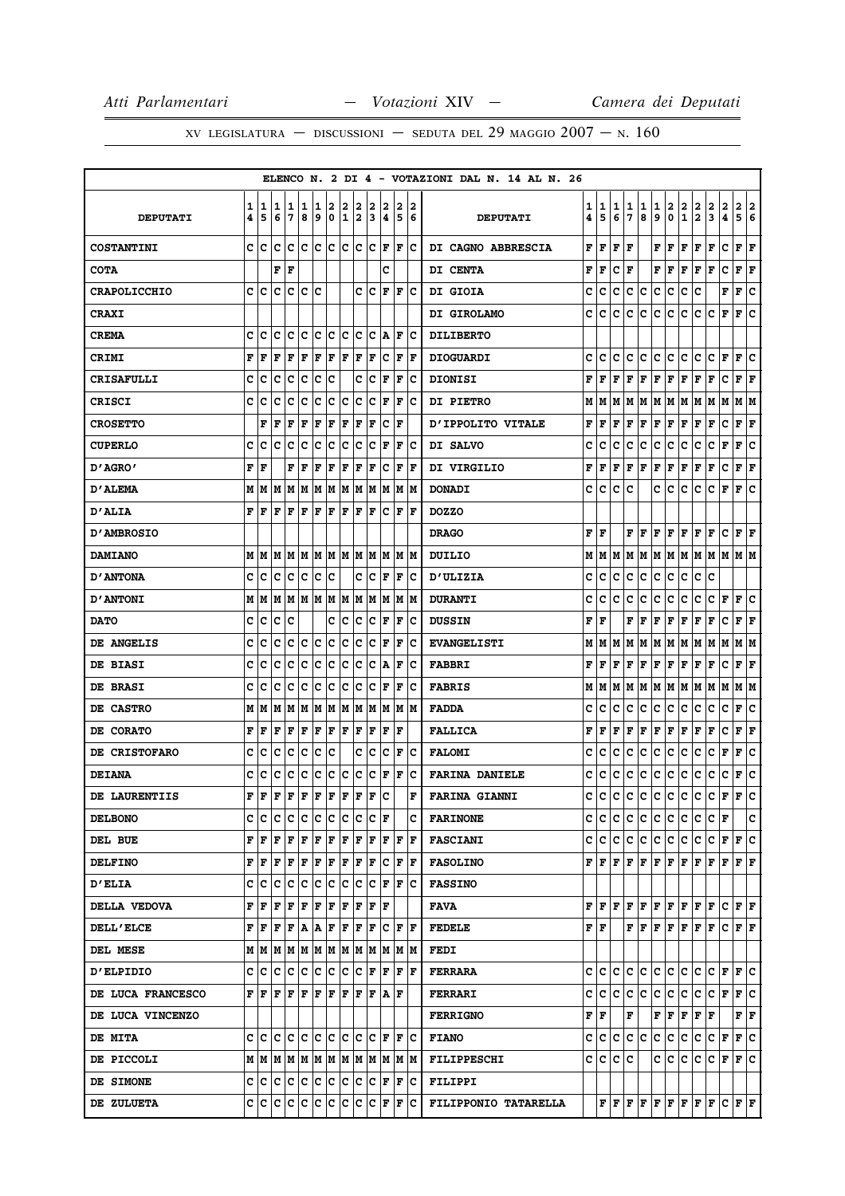ELENCO N. 2 DI 4 - VOTAZIONI DAL N. 14 AL N. 26

| DEPUTATI | 14 | 15 | 16 | 17 | 18 | 19 | 20 | 21 | 22 | 23 | 24 | 25 | 26 | DEPUTATI | 14 | 15 | 16 | 17 | 18 | 19 | 20 | 21 | 22 | 23 | 24 | 25 | 26 |
|---|---|---|---|---|---|---|---|---|---|---|---|---|---|---|---|---|---|---|---|---|---|---|---|---|---|---|---|
| COSTANTINI | C | C | C | C | C | C | C | C | C | C | F | F | C | DI CAGNO ABBRESCIA | F | F | F | F | | F | F | F | F | F | C | F | F |
| COTA | | | F | F | | | | | | | C | | | DI CENTA | F | F | C | F | | F | F | F | F | F | C | F | F |
| CRAPOLICCHIO | C | C | C | C | C | C | | | C | C | F | F | C | DI GIOIA | C | C | C | C | C | C | C | C | C | | F | F | C |
| CRAXI | | | | | | | | | | | | | | DI GIROLAMO | C | C | C | C | C | C | C | C | C | C | F | F | C |
| CREMA | C | C | C | C | C | C | C | C | C | C | A | F | C | DILIBERTO | | | | | | | | | | | | | |
| CRIMI | F | F | F | F | F | F | F | F | F | F | C | F | F | DIOGUARDI | C | C | C | C | C | C | C | C | C | C | F | F | C |
| CRISAFULLI | C | C | C | C | C | C | C | | C | C | F | F | C | DIONISI | F | F | F | F | F | F | F | F | F | F | C | F | F |
| CRISCI | C | C | C | C | C | C | C | C | C | C | F | F | C | DI PIETRO | M | M | M | M | M | M | M | M | M | M | M | M | M |
| CROSETTO | | F | F | F | F | F | F | F | F | F | C | F | | D'IPPOLITO VITALE | F | F | F | F | F | F | F | F | F | F | C | F | F |
| CUPERLO | C | C | C | C | C | C | C | C | C | C | F | F | C | DI SALVO | C | C | C | C | C | C | C | C | C | C | F | F | C |
| D'AGRO' | F | F | | F | F | F | F | F | F | F | C | F | F | DI VIRGILIO | F | F | F | F | F | F | F | F | F | F | C | F | F |
| D'ALEMA | M | M | M | M | M | M | M | M | M | M | M | M | M | DONADI | C | C | C | C | | C | C | C | C | C | F | F | C |
| D'ALIA | F | F | F | F | F | F | F | F | F | F | C | F | F | DOZZO | | | | | | | | | | | | | |
| D'AMBROSIO | | | | | | | | | | | | | | DRAGO | F | F | | F | F | F | F | F | F | F | C | F | F |
| DAMIANO | M | M | M | M | M | M | M | M | M | M | M | M | M | DUILIO | M | M | M | M | M | M | M | M | M | M | M | M | M |
| D'ANTONA | C | C | C | C | C | C | C | | C | C | F | F | C | D'ULIZIA | C | C | C | C | C | C | C | C | C | C | | | |
| D'ANTONI | M | M | M | M | M | M | M | M | M | M | M | M | M | DURANTI | C | C | C | C | C | C | C | C | C | C | F | F | C |
| DATO | C | C | C | C | | | C | C | C | C | F | F | C | DUSSIN | F | F | | F | F | F | F | F | F | F | C | F | F |
| DE ANGELIS | C | C | C | C | C | C | C | C | C | C | F | F | C | EVANGELISTI | M | M | M | M | M | M | M | M | M | M | M | M | M |
| DE BIASI | C | C | C | C | C | C | C | C | C | C | A | F | C | FABBRI | F | F | F | F | F | F | F | F | F | F | C | F | F |
| DE BRASI | C | C | C | C | C | C | C | C | C | C | F | F | C | FABRIS | M | M | M | M | M | M | M | M | M | M | M | M | M |
| DE CASTRO | M | M | M | M | M | M | M | M | M | M | M | M | M | FADDA | C | C | C | C | C | C | C | C | C | C | C | F | C |
| DE CORATO | F | F | F | F | F | F | F | F | F | F | F | F | | FALLICA | F | F | F | F | F | F | F | F | F | F | C | F | F |
| DE CRISTOFARO | C | C | C | C | C | C | C | | C | C | C | F | C | FALOMI | C | C | C | C | C | C | C | C | C | C | F | F | C |
| DEIANA | C | C | C | C | C | C | C | C | C | C | F | F | C | FARINA DANIELE | C | C | C | C | C | C | C | C | C | C | C | F | C |
| DE LAURENTIIS | F | F | F | F | F | F | F | F | F | F | C | | F | FARINA GIANNI | C | C | C | C | C | C | C | C | C | C | F | F | C |
| DELBONO | C | C | C | C | C | C | C | C | C | C | F | | C | FARINONE | C | C | C | C | C | C | C | C | C | C | F | | C |
| DEL BUE | F | F | F | F | F | F | F | F | F | F | F | F | F | FASCIANI | C | C | C | C | C | C | C | C | C | C | F | F | C |
| DELFINO | F | F | F | F | F | F | F | F | F | F | C | F | F | FASOLINO | F | F | F | F | F | F | F | F | F | F | F | F | F |
| D'ELIA | C | C | C | C | C | C | C | C | C | C | F | F | C | FASSINO | | | | | | | | | | | | | |
| DELLA VEDOVA | F | F | F | F | F | F | F | F | F | F | F | | | FAVA | F | F | F | F | F | F | F | F | F | F | C | F | F |
| DELL'ELCE | F | F | F | F | A | A | F | F | F | F | C | F | F | FEDELE | F | F | | F | F | F | F | F | F | F | C | F | F |
| DEL MESE | M | M | M | M | M | M | M | M | M | M | M | M | M | FEDI | | | | | | | | | | | | | |
| D'ELPIDIO | C | C | C | C | C | C | C | C | C | F | F | F | F | FERRARA | C | C | C | C | C | C | C | C | C | C | F | F | C |
| DE LUCA FRANCESCO | F | F | F | F | F | F | F | F | F | F | A | F | | FERRARI | C | C | C | C | C | C | C | C | C | C | F | F | C |
| DE LUCA VINCENZO | | | | | | | | | | | | | | FERRIGNO | F | F | | F | | F | F | F | F | F | | F | F |
| DE MITA | C | C | C | C | C | C | C | C | C | C | F | F | C | FIANO | C | C | C | C | C | C | C | C | C | C | F | F | C |
| DE PICCOLI | M | M | M | M | M | M | M | M | M | M | M | M | M | FILIPPESCHI | C | C | C | C | | C | C | C | C | C | F | F | C |
| DE SIMONE | C | C | C | C | C | C | C | C | C | C | F | F | C | FILIPPI | | | | | | | | | | | | | |
| DE ZULUETA | C | C | C | C | C | C | C | C | C | C | F | F | C | FILIPPONIO TATARELLA | | F | F | F | F | F | F | F | F | F | C | F | F |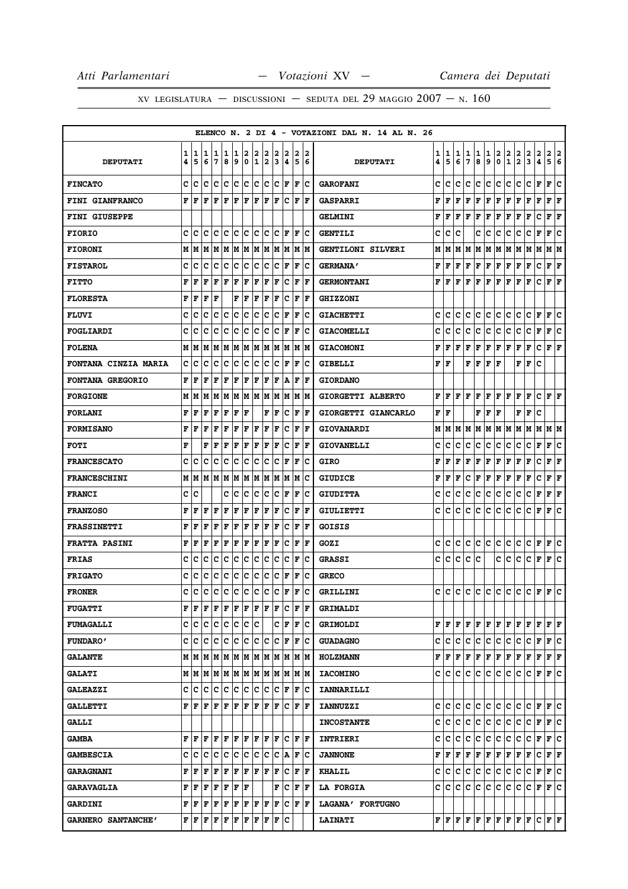ELENCO N. 2 DI 4 - VOTAZIONI DAL N. 14 AL N. 26

| DEPUTATI | 14 | 15 | 16 | 17 | 18 | 19 | 20 | 21 | 22 | 23 | 24 | 25 | 26 | DEPUTATI | 14 | 15 | 16 | 17 | 18 | 19 | 20 | 21 | 22 | 23 | 24 | 25 | 26 |
|---|---|---|---|---|---|---|---|---|---|---|---|---|---|---|---|---|---|---|---|---|---|---|---|---|---|---|---|
| FINCATO | C | C | C | C | C | C | C | C | C | C | F | F | C | GAROFANI | C | C | C | C | C | C | C | C | C | C | F | F | C |
| FINI GIANFRANCO | F | F | F | F | F | F | F | F | F | F | C | F | F | GASPARRI | F | F | F | F | F | F | F | F | F | F | F | F | F |
| FINI GIUSEPPE | | | | | | | | | | | | | | GELMINI | F | F | F | F | F | F | F | F | F | F | C | F | F |
| FIORIO | C | C | C | C | C | C | C | C | C | C | F | F | C | GENTILI | C | C | C | | C | C | C | C | C | C | F | F | C |
| FIORONI | M | M | M | M | M | M | M | M | M | M | M | M | M | GENTILONI SILVERI | M | M | M | M | M | M | M | M | M | M | M | M | M |
| FISTAROL | C | C | C | C | C | C | C | C | C | C | F | F | C | GERMANA' | F | F | F | F | F | F | F | F | F | F | C | F | F |
| FITTO | F | F | F | F | F | F | F | F | F | F | C | F | F | GERMONTANI | F | F | F | F | F | F | F | F | F | F | C | F | F |
| FLORESTA | F | F | F | F | | F | F | F | F | F | C | F | F | GHIZZONI | | | | | | | | | | | | | |
| FLUVI | C | C | C | C | C | C | C | C | C | C | F | F | C | GIACHETTI | C | C | C | C | C | C | C | C | C | C | F | F | C |
| FOGLIARDI | C | C | C | C | C | C | C | C | C | C | F | F | C | GIACOMELLI | C | C | C | C | C | C | C | C | C | C | F | F | C |
| FOLENA | M | M | M | M | M | M | M | M | M | M | M | M | M | GIACOMONI | F | F | F | F | F | F | F | F | F | F | C | F | F |
| FONTANA CINZIA MARIA | C | C | C | C | C | C | C | C | C | C | F | F | C | GIBELLI | F | F | | F | F | F | F | | F | F | C | | |
| FONTANA GREGORIO | F | F | F | F | F | F | F | F | F | F | A | F | F | GIORDANO | | | | | | | | | | | | | |
| FORGIONE | M | M | M | M | M | M | M | M | M | M | M | M | M | GIORGETTI ALBERTO | F | F | F | F | F | F | F | F | F | F | C | F | F |
| FORLANI | F | F | F | F | F | F | F | | F | F | C | F | F | GIORGETTI GIANCARLO | F | F | | | F | F | F | | F | F | C | | |
| FORMISANO | F | F | F | F | F | F | F | F | F | F | C | F | F | GIOVANARDI | M | M | M | M | M | M | M | M | M | M | M | M | M |
| FOTI | F | | F | F | F | F | F | F | F | F | C | F | F | GIOVANELLI | C | C | C | C | C | C | C | C | C | C | F | F | C |
| FRANCESCATO | C | C | C | C | C | C | C | C | C | C | F | F | C | GIRO | F | F | F | F | F | F | F | F | F | F | C | F | F |
| FRANCESCHINI | M | M | M | M | M | M | M | M | M | M | M | M | C | GIUDICE | F | F | F | C | F | F | F | F | F | F | C | F | F |
| FRANCI | C | C | | | C | C | C | C | C | C | F | F | C | GIUDITTA | C | C | C | C | C | C | C | C | C | C | F | F | F |
| FRANZOSO | F | F | F | F | F | F | F | F | F | F | C | F | F | GIULIETTI | C | C | C | C | C | C | C | C | C | C | F | F | C |
| FRASSINETTI | F | F | F | F | F | F | F | F | F | F | C | F | F | GOISIS | | | | | | | | | | | | | |
| FRATTA PASINI | F | F | F | F | F | F | F | F | F | F | C | F | F | GOZI | C | C | C | C | C | C | C | C | C | C | F | F | C |
| FRIAS | C | C | C | C | C | C | C | C | C | C | C | F | C | GRASSI | C | C | C | C | C | | C | C | C | C | F | F | C |
| FRIGATO | C | C | C | C | C | C | C | C | C | C | F | F | C | GRECO | | | | | | | | | | | | | |
| FRONER | C | C | C | C | C | C | C | C | C | C | F | F | C | GRILLINI | C | C | C | C | C | C | C | C | C | C | F | F | C |
| FUGATTI | F | F | F | F | F | F | F | F | F | F | C | F | F | GRIMALDI | | | | | | | | | | | | | |
| FUMAGALLI | C | C | C | C | C | C | C | C | | C | F | F | C | GRIMOLDI | F | F | F | F | F | F | F | F | F | F | F | F | F |
| FUNDARO' | C | C | C | C | C | C | C | C | C | C | F | F | C | GUADAGNO | C | C | C | C | C | C | C | C | C | C | F | F | C |
| GALANTE | M | M | M | M | M | M | M | M | M | M | M | M | M | HOLZMANN | F | F | F | F | F | F | F | F | F | F | F | F | F |
| GALATI | M | M | M | M | M | M | M | M | M | M | M | M | M | IACOMINO | C | C | C | C | C | C | C | C | C | C | F | F | C |
| GALEAZZI | C | C | C | C | C | C | C | C | C | C | F | F | C | IANNARILLI | | | | | | | | | | | | | |
| GALLETTI | F | F | F | F | F | F | F | F | F | F | C | F | F | IANNUZZI | C | C | C | C | C | C | C | C | C | C | F | F | C |
| GALLI | | | | | | | | | | | | | | INCOSTANTE | C | C | C | C | C | C | C | C | C | C | F | F | C |
| GAMBA | F | F | F | F | F | F | F | F | F | F | C | F | F | INTRIERI | C | C | C | C | C | C | C | C | C | C | F | F | C |
| GAMBESCIA | C | C | C | C | C | C | C | C | C | C | A | F | C | JANNONE | F | F | F | F | F | F | F | F | F | F | C | F | F |
| GARAGNANI | F | F | F | F | F | F | F | F | F | F | C | F | F | KHALIL | C | C | C | C | C | C | C | C | C | C | F | F | C |
| GARAVAGLIA | F | F | F | F | F | F | F | | | F | C | F | F | LA FORGIA | C | C | C | C | C | C | C | C | C | C | F | F | C |
| GARDINI | F | F | F | F | F | F | F | F | F | F | C | F | F | LAGANA' FORTUGNO | | | | | | | | | | | | | |
| GARNERO SANTANCHE' | F | F | F | F | F | F | F | F | F | F | C | | | LAINATI | F | F | F | F | F | F | F | F | F | F | C | F | F |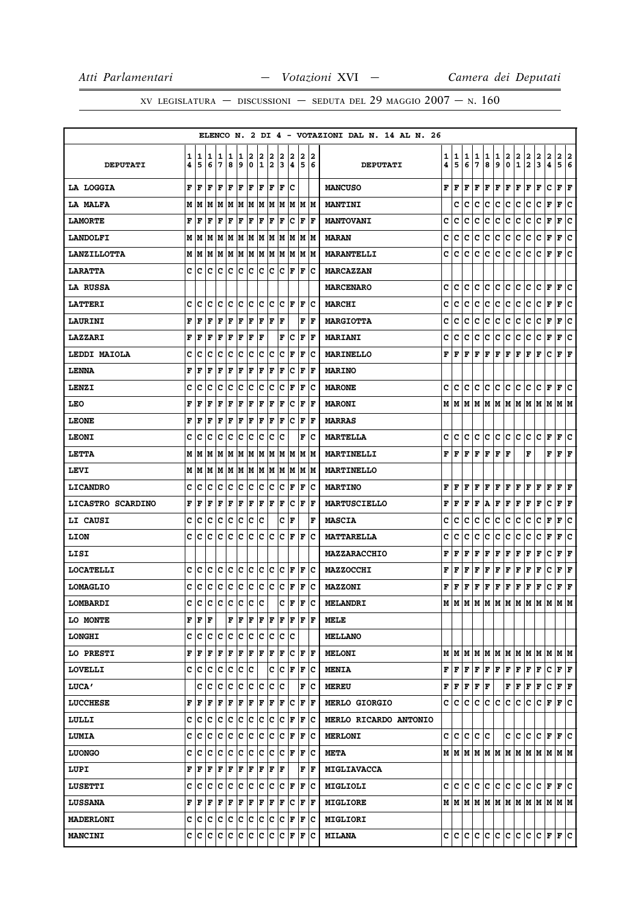XV LEGISLATURA — DISCUSSIONI — SEDUTA DEL 29 MAGGIO 2007 — N. 160

ELENCO N. 2 DI 4 - VOTAZIONI DAL N. 14 AL N. 26

| DEPUTATI | 14 | 15 | 16 | 17 | 18 | 19 | 20 | 21 | 22 | 23 | 24 | 25 | 26 | DEPUTATI | 14 | 15 | 16 | 17 | 18 | 19 | 20 | 21 | 22 | 23 | 24 | 25 | 26 |
|---|---|---|---|---|---|---|---|---|---|---|---|---|---|---|---|---|---|---|---|---|---|---|---|---|---|---|---|
| LA LOGGIA | F | F | F | F | F | F | F | F | F | F | C | | | MANCUSO | F | F | F | F | F | F | F | F | F | F | C | F | F |
| LA MALFA | M | M | M | M | M | M | M | M | M | M | M | M | M | MANTINI | | C | C | C | C | C | C | C | C | C | F | F | C |
| LAMORTE | F | F | F | F | F | F | F | F | F | F | C | F | F | MANTOVANI | C | C | C | C | C | C | C | C | C | C | F | F | C |
| LANDOLFI | M | M | M | M | M | M | M | M | M | M | M | M | M | MARAN | C | C | C | C | C | C | C | C | C | C | F | F | C |
| LANZILLOTTA | M | M | M | M | M | M | M | M | M | M | M | M | M | MARANTELLI | C | C | C | C | C | C | C | C | C | C | F | F | C |
| LARATTA | C | C | C | C | C | C | C | C | C | C | F | F | C | MARCAZZAN | | | | | | | | | | | | | |
| LA RUSSA | | | | | | | | | | | | | | MARCENARO | C | C | C | C | C | C | C | C | C | C | F | F | C |
| LATTERI | C | C | C | C | C | C | C | C | C | C | F | F | C | MARCHI | C | C | C | C | C | C | C | C | C | C | F | F | C |
| LAURINI | F | F | F | F | F | F | F | F | F | F | | F | F | MARGIOTTA | C | C | C | C | C | C | C | C | C | C | F | F | C |
| LAZZARI | F | F | F | F | F | F | F | F | | F | C | F | F | MARIANI | C | C | C | C | C | C | C | C | C | C | F | F | C |
| LEDDI MAIOLA | C | C | C | C | C | C | C | C | C | C | F | F | C | MARINELLO | F | F | F | F | F | F | F | F | F | F | C | F | F |
| LENNA | F | F | F | F | F | F | F | F | F | F | C | F | F | MARINO | | | | | | | | | | | | | |
| LENZI | C | C | C | C | C | C | C | C | C | C | F | F | C | MARONE | C | C | C | C | C | C | C | C | C | C | F | F | C |
| LEO | F | F | F | F | F | F | F | F | F | F | C | F | F | MARONI | M | M | M | M | M | M | M | M | M | M | M | M | M |
| LEONE | F | F | F | F | F | F | F | F | F | F | C | F | F | MARRAS | | | | | | | | | | | | | |
| LEONI | C | C | C | C | C | C | C | C | C | C | | F | C | MARTELLA | C | C | C | C | C | C | C | C | C | C | F | F | C |
| LETTA | M | M | M | M | M | M | M | M | M | M | M | M | M | MARTINELLI | F | F | F | F | F | F | F | | | F | | F | F | F |
| LEVI | M | M | M | M | M | M | M | M | M | M | M | M | M | MARTINELLO | | | | | | | | | | | | | |
| LICANDRO | C | C | C | C | C | C | C | C | C | C | F | F | C | MARTINO | F | F | F | F | F | F | F | F | F | F | F | F | F |
| LICASTRO SCARDINO | F | F | F | F | F | F | F | F | F | F | C | F | F | MARTUSCIELLO | F | F | F | F | A | F | F | F | F | F | C | F | F |
| LI CAUSI | C | C | C | C | C | C | C | C | | C | F | | F | MASCIA | C | C | C | C | C | C | C | C | C | C | F | F | C |
| LION | C | C | C | C | C | C | C | C | C | C | F | F | C | MATTARELLA | C | C | C | C | C | C | C | C | C | C | F | F | C |
| LISI | | | | | | | | | | | | | | MAZZARACCHIO | F | F | F | F | F | F | F | F | F | F | C | F | F |
| LOCATELLI | C | C | C | C | C | C | C | C | C | C | F | F | C | MAZZOCCHI | F | F | F | F | F | F | F | F | F | F | C | F | F |
| LOMAGLIO | C | C | C | C | C | C | C | C | C | C | F | F | C | MAZZONI | F | F | F | F | F | F | F | F | F | F | C | F | F |
| LOMBARDI | C | C | C | C | C | C | C | C | | C | F | F | C | MELANDRI | M | M | M | M | M | M | M | M | M | M | M | M | M |
| LO MONTE | F | F | F | | F | F | F | F | F | F | F | F | F | MELE | | | | | | | | | | | | | |
| LONGHI | C | C | C | C | C | C | C | C | C | C | C | | | MELLANO | | | | | | | | | | | | | |
| LO PRESTI | F | F | F | F | F | F | F | F | F | F | C | F | F | MELONI | M | M | M | M | M | M | M | M | M | M | M | M | M |
| LOVELLI | C | C | C | C | C | C | C | | C | C | F | F | C | MENIA | F | F | F | F | F | F | F | F | F | F | C | F | F |
| LUCA' | | C | C | C | C | C | C | C | C | C | | F | C | MEREU | F | F | F | F | F | | F | F | F | F | C | F | F |
| LUCCHESE | F | F | F | F | F | F | F | F | F | F | C | F | F | MERLO GIORGIO | C | C | C | C | C | C | C | C | C | C | F | F | C |
| LULLI | C | C | C | C | C | C | C | C | C | C | F | F | C | MERLO RICARDO ANTONIO | | | | | | | | | | | | | |
| LUMIA | C | C | C | C | C | C | C | C | C | C | F | F | C | MERLONI | C | C | C | C | C | | C | C | C | C | F | F | C |
| LUONGO | C | C | C | C | C | C | C | C | C | C | F | F | C | META | M | M | M | M | M | M | M | M | M | M | M | M | M |
| LUPI | F | F | F | F | F | F | F | F | F | F | | F | F | MIGLIAVACCA | | | | | | | | | | | | | |
| LUSETTI | C | C | C | C | C | C | C | C | C | C | F | F | C | MIGLIOLI | C | C | C | C | C | C | C | C | C | C | F | F | C |
| LUSSANA | F | F | F | F | F | F | F | F | F | F | C | F | F | MIGLIORE | M | M | M | M | M | M | M | M | M | M | M | M | M |
| MADERLONI | C | C | C | C | C | C | C | C | C | C | F | F | C | MIGLIORI | | | | | | | | | | | | | |
| MANCINI | C | C | C | C | C | C | C | C | C | C | F | F | C | MILANA | C | C | C | C | C | C | C | C | C | C | F | F | C |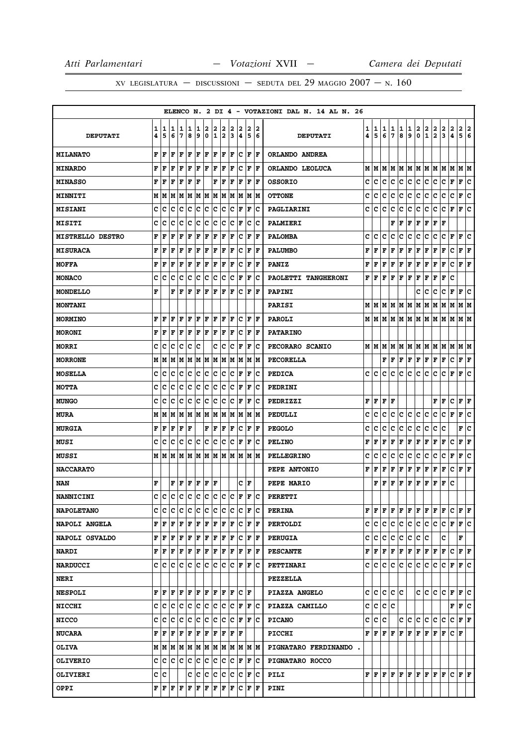ELENCO N. 2 DI 4 - VOTAZIONI DAL N. 14 AL N. 26

| DEPUTATI | 14 | 15 | 16 | 17 | 18 | 19 | 20 | 21 | 22 | 23 | 24 | 25 | 26 | DEPUTATI | 14 | 15 | 16 | 17 | 18 | 19 | 20 | 21 | 22 | 23 | 24 | 25 | 26 |
|---|---|---|---|---|---|---|---|---|---|---|---|---|---|---|---|---|---|---|---|---|---|---|---|---|---|---|---|
| MILANATO | F | F | F | F | F | F | F | F | F | F | C | F | F | ORLANDO ANDREA | | | | | | | | | | | | | |
| MINARDO | F | F | F | F | F | F | F | F | F | F | C | F | F | ORLANDO LEOLUCA | M | M | M | M | M | M | M | M | M | M | M | M | M |
| MINASSO | F | F | F | F | F | F | | F | F | F | F | F | F | OSSORIO | C | C | C | C | C | C | C | C | C | C | F | F | C |
| MINNITI | M | M | M | M | M | M | M | M | M | M | M | M | M | OTTONE | C | C | C | C | C | C | C | C | C | C | C | F | C |
| MISIANI | C | C | C | C | C | C | C | C | C | C | F | F | C | PAGLIARINI | C | C | C | C | C | C | C | C | C | C | F | F | C |
| MISITI | C | C | C | C | C | C | C | C | C | C | F | C | C | PALMIERI | | | | F | F | F | F | F | F | F | | | |
| MISTRELLO DESTRO | F | F | F | F | F | F | F | F | F | F | C | F | F | PALOMBA | C | C | C | C | C | C | C | C | C | C | F | F | C |
| MISURACA | F | F | F | F | F | F | F | F | F | F | C | F | F | PALUMBO | F | F | F | F | F | F | F | F | F | F | C | F | F |
| MOFFA | F | F | F | F | F | F | F | F | F | F | C | F | F | PANIZ | F | F | F | F | F | F | F | F | F | F | C | F | F |
| MONACO | C | C | C | C | C | C | C | C | C | C | F | F | C | PAOLETTI TANGHERONI | F | F | F | F | F | F | F | F | F | F | C | | |
| MONDELLO | F | | F | F | F | F | F | F | F | F | C | F | F | PAPINI | | | | | | | C | C | C | C | F | F | C |
| MONTANI | | | | | | | | | | | | | | PARISI | M | M | M | M | M | M | M | M | M | M | M | M | M |
| MORMINO | F | F | F | F | F | F | F | F | F | F | C | F | F | PAROLI | M | M | M | M | M | M | M | M | M | M | M | M | M |
| MORONI | F | F | F | F | F | F | F | F | F | F | C | F | F | PATARINO | | | | | | | | | | | | | |
| MORRI | C | C | C | C | C | C | | C | C | C | F | F | C | PECORARO SCANIO | M | M | M | M | M | M | M | M | M | M | M | M | M |
| MORRONE | M | M | M | M | M | M | M | M | M | M | M | M | M | PECORELLA | | | F | F | F | F | F | F | F | F | C | F | F |
| MOSELLA | C | C | C | C | C | C | C | C | C | C | F | F | C | PEDICA | C | C | C | C | C | C | C | C | C | C | F | F | C |
| MOTTA | C | C | C | C | C | C | C | C | C | C | F | F | C | PEDRINI | | | | | | | | | | | | | |
| MUNGO | C | C | C | C | C | C | C | C | C | C | F | F | C | PEDRIZZI | F | F | F | F | | | | | F | F | C | F | F |
| MURA | M | M | M | M | M | M | M | M | M | M | M | M | M | PEDULLI | C | C | C | C | C | C | C | C | C | C | F | F | C |
| MURGIA | F | F | F | F | F | | F | F | F | F | C | F | F | PEGOLO | C | C | C | C | C | C | C | C | C | C | | F | C |
| MUSI | C | C | C | C | C | C | C | C | C | C | F | F | C | PELINO | F | F | F | F | F | F | F | F | F | F | C | F | F |
| MUSSI | M | M | M | M | M | M | M | M | M | M | M | M | M | PELLEGRINO | C | C | C | C | C | C | C | C | C | C | F | F | C |
| NACCARATO | | | | | | | | | | | | | | PEPE ANTONIO | F | F | F | F | F | F | F | F | F | F | C | F | F |
| NAN | F | | F | F | F | F | F | F | | | C | F | | PEPE MARIO | | F | F | F | F | F | F | F | F | F | C | | |
| NANNICINI | C | C | C | C | C | C | C | C | C | C | F | F | C | PERETTI | | | | | | | | | | | | | |
| NAPOLETANO | C | C | C | C | C | C | C | C | C | C | C | F | C | PERINA | F | F | F | F | F | F | F | F | F | F | C | F | F |
| NAPOLI ANGELA | F | F | F | F | F | F | F | F | F | F | C | F | F | PERTOLDI | C | C | C | C | C | C | C | C | C | C | F | F | C |
| NAPOLI OSVALDO | F | F | F | F | F | F | F | F | F | F | C | F | F | PERUGIA | C | C | C | C | C | C | C | C | | C | | F | |
| NARDI | F | F | F | F | F | F | F | F | F | F | F | F | F | PESCANTE | F | F | F | F | F | F | F | F | F | F | C | F | F |
| NARDUCCI | C | C | C | C | C | C | C | C | C | C | F | F | C | PETTINARI | C | C | C | C | C | C | C | C | C | C | F | F | C |
| NERI | | | | | | | | | | | | | | PEZZELLA | | | | | | | | | | | | | |
| NESPOLI | F | F | F | F | F | F | F | F | F | F | C | F | | PIAZZA ANGELO | C | C | C | C | C | | C | C | C | C | F | F | C |
| NICCHI | C | C | C | C | C | C | C | C | C | C | F | F | C | PIAZZA CAMILLO | C | C | C | C | | | | | | | F | F | C |
| NICCO | C | C | C | C | C | C | C | C | C | C | F | F | C | PICANO | C | C | C | | C | C | C | C | C | C | C | F | F |
| NUCARA | F | F | F | F | F | F | F | F | F | F | F | | | PICCHI | F | F | F | F | F | F | F | F | F | F | C | F | |
| OLIVA | M | M | M | M | M | M | M | M | M | M | M | M | M | PIGNATARO FERDINANDO . | | | | | | | | | | | | | |
| OLIVERIO | C | C | C | C | C | C | C | C | C | C | F | F | C | PIGNATARO ROCCO | | | | | | | | | | | | | |
| OLIVIERI | C | C | | | C | C | C | C | C | C | C | F | C | PILI | F | F | F | F | F | F | F | F | F | F | C | F | F |
| OPPI | F | F | F | F | F | F | F | F | F | F | C | F | F | PINI | | | | | | | | | | | | | |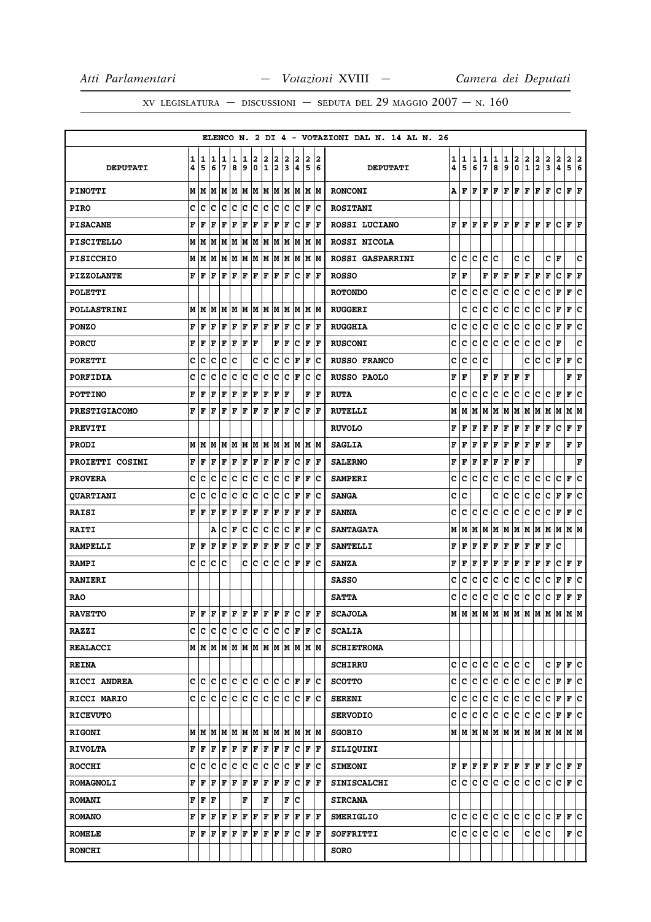ELENCO N. 2 DI 4 - VOTAZIONI DAL N. 14 AL N. 26

| DEPUTATI | 14 | 15 | 16 | 17 | 18 | 19 | 20 | 21 | 22 | 23 | 24 | 25 | 26 | DEPUTATI | 14 | 15 | 16 | 17 | 18 | 19 | 20 | 21 | 22 | 23 | 24 | 25 | 26 |
|---|---|---|---|---|---|---|---|---|---|---|---|---|---|---|---|---|---|---|---|---|---|---|---|---|---|---|---|
| PINOTTI | M | M | M | M | M | M | M | M | M | M | M | M | M | RONCONI | A | F | F | F | F | F | F | F | F | F | C | F | F |
| PIRO | C | C | C | C | C | C | C | C | C | C | C | F | C | ROSITANI | | | | | | | | | | | | | |
| PISACANE | F | F | F | F | F | F | F | F | F | F | C | F | F | ROSSI LUCIANO | F | F | F | F | F | F | F | F | F | F | C | F | F |
| PISCITELLO | M | M | M | M | M | M | M | M | M | M | M | M | M | ROSSI NICOLA | | | | | | | | | | | | | |
| PISICCHIO | M | M | M | M | M | M | M | M | M | M | M | M | M | ROSSI GASPARRINI | C | C | C | C | C | | C | C | | | C | F | | C |
| PIZZOLANTE | F | F | F | F | F | F | F | F | F | F | C | F | F | ROSSO | F | F | | F | F | F | F | F | F | F | C | F | F |
| POLETTI | | | | | | | | | | | | | | ROTONDO | C | C | C | C | C | C | C | C | C | C | F | F | C |
| POLLASTRINI | M | M | M | M | M | M | M | M | M | M | M | M | M | RUGGERI | | C | C | C | C | C | C | C | C | C | F | F | C |
| PONZO | F | F | F | F | F | F | F | F | F | F | C | F | F | RUGGHIA | C | C | C | C | C | C | C | C | C | C | F | F | C |
| PORCU | F | F | F | F | F | F | F | | F | F | C | F | F | RUSCONI | C | C | C | C | C | C | C | C | C | C | F | | C |
| PORETTI | C | C | C | C | C | | C | C | C | C | F | F | C | RUSSO FRANCO | C | C | C | C | | | | C | C | C | F | F | C |
| PORFIDIA | C | C | C | C | C | C | C | C | C | C | F | C | C | RUSSO PAOLO | F | F | | F | F | F | F | F | | | | F | F |
| POTTINO | F | F | F | F | F | F | F | F | F | F | | F | F | RUTA | C | C | C | C | C | C | C | C | C | C | F | F | C |
| PRESTIGIACOMO | F | F | F | F | F | F | F | F | F | F | C | F | F | RUTELLI | M | M | M | M | M | M | M | M | M | M | M | M | M |
| PREVITI | | | | | | | | | | | | | | RUVOLO | F | F | F | F | F | F | F | F | F | F | C | F | F |
| PRODI | M | M | M | M | M | M | M | M | M | M | M | M | M | SAGLIA | F | F | F | F | F | F | F | F | F | F | | F | F |
| PROIETTI COSIMI | F | F | F | F | F | F | F | F | F | F | C | F | F | SALERNO | F | F | F | F | F | F | F | F | | | | | F |
| PROVERA | C | C | C | C | C | C | C | C | C | C | F | F | C | SAMPERI | C | C | C | C | C | C | C | C | C | C | C | F | C |
| QUARTIANI | C | C | C | C | C | C | C | C | C | C | F | F | C | SANGA | C | C | | | C | C | C | C | C | C | F | F | C |
| RAISI | F | F | F | F | F | F | F | F | F | F | F | F | F | SANNA | C | C | C | C | C | C | C | C | C | C | F | F | C |
| RAITI | | | A | C | F | C | C | C | C | C | F | F | C | SANTAGATA | M | M | M | M | M | M | M | M | M | M | M | M | M |
| RAMPELLI | F | F | F | F | F | F | F | F | F | F | C | F | F | SANTELLI | F | F | F | F | F | F | F | F | F | F | C | | |
| RAMPI | C | C | C | C | | C | C | C | C | C | F | F | C | SANZA | F | F | F | F | F | F | F | F | F | F | C | F | F |
| RANIERI | | | | | | | | | | | | | | SASSO | C | C | C | C | C | C | C | C | C | C | F | F | C |
| RAO | | | | | | | | | | | | | | SATTA | C | C | C | C | C | C | C | C | C | C | F | F | F |
| RAVETTO | F | F | F | F | F | F | F | F | F | F | C | F | F | SCAJOLA | M | M | M | M | M | M | M | M | M | M | M | M | M |
| RAZZI | C | C | C | C | C | C | C | C | C | C | F | F | C | SCALIA | | | | | | | | | | | | | |
| REALACCI | M | M | M | M | M | M | M | M | M | M | M | M | M | SCHIETROMA | | | | | | | | | | | | | |
| REINA | | | | | | | | | | | | | | SCHIRRU | C | C | C | C | C | C | C | C | | C | F | F | C |
| RICCI ANDREA | C | C | C | C | C | C | C | C | C | C | F | F | C | SCOTTO | C | C | C | C | C | C | C | C | C | C | F | F | C |
| RICCI MARIO | C | C | C | C | C | C | C | C | C | C | C | F | C | SERENI | C | C | C | C | C | C | C | C | C | C | F | F | C |
| RICEVUTO | | | | | | | | | | | | | | SERVODIO | C | C | C | C | C | C | C | C | C | C | F | F | C |
| RIGONI | M | M | M | M | M | M | M | M | M | M | M | M | M | SGOBIO | M | M | M | M | M | M | M | M | M | M | M | M | M |
| RIVOLTA | F | F | F | F | F | F | F | F | F | F | C | F | F | SILIQUINI | | | | | | | | | | | | | |
| ROCCHI | C | C | C | C | C | C | C | C | C | C | F | F | C | SIMEONI | F | F | F | F | F | F | F | F | F | F | C | F | F |
| ROMAGNOLI | F | F | F | F | F | F | F | F | F | F | C | F | F | SINISCALCHI | C | C | C | C | C | C | C | C | C | C | C | F | C |
| ROMANI | F | F | F | | | F | | F | | F | C | | | SIRCANA | | | | | | | | | | | | | |
| ROMANO | F | F | F | F | F | F | F | F | F | F | F | F | F | SMERIGLIO | C | C | C | C | C | C | C | C | C | C | F | F | C |
| ROMELE | F | F | F | F | F | F | F | F | F | F | C | F | F | SOFFRITTI | C | C | C | C | C | C | | C | C | C | | F | C |
| RONCHI | | | | | | | | | | | | | | SORO | | | | | | | | | | | | | |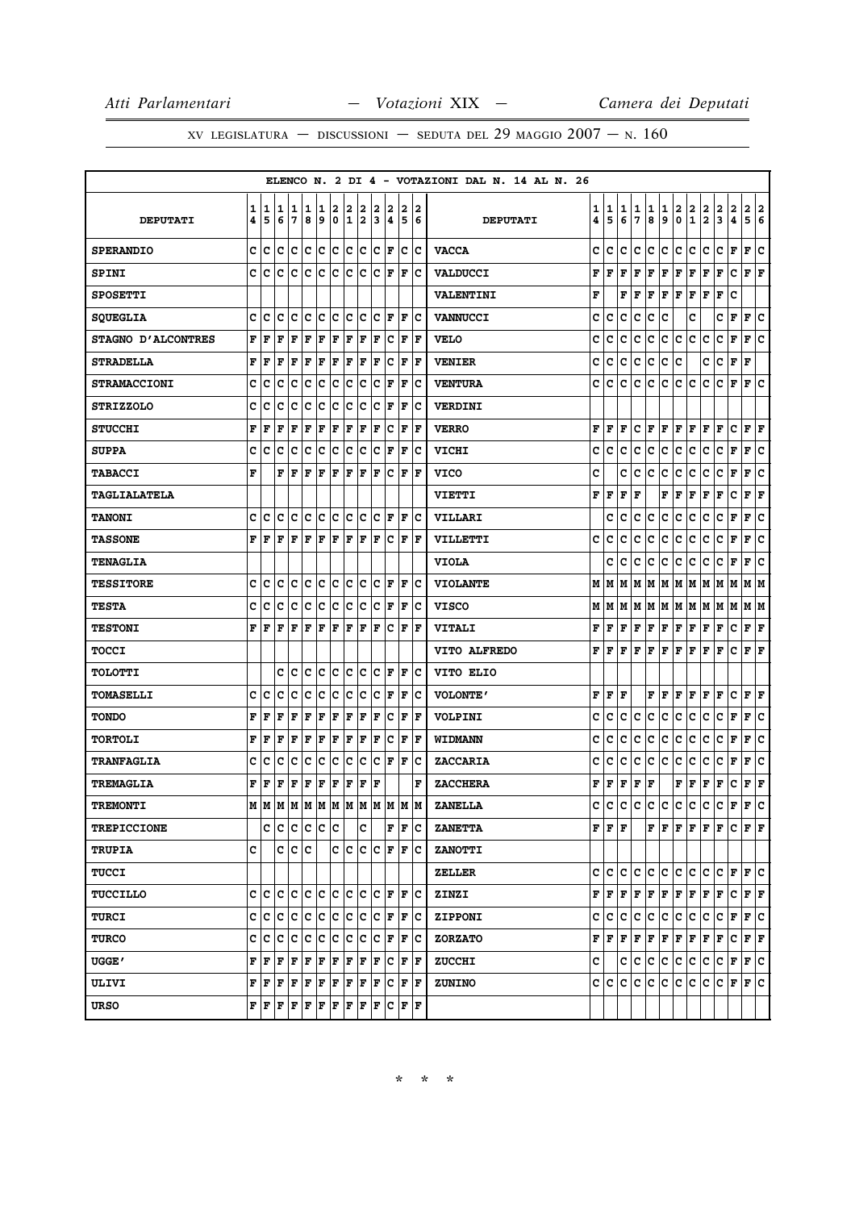| ELENCO N. 2 DI 4 - VOTAZIONI DAL N. 14 AL N. 26 | | | | | | | | | | | | | | | | | | | | | | | | | | | |
|---|---|---|---|---|---|---|---|---|---|---|---|---|---|---|---|---|---|---|---|---|---|---|---|---|---|---|---|
| **DEPUTATI** | 14 | 15 | 16 | 17 | 18 | 19 | 20 | 21 | 22 | 23 | 24 | 25 | 26 | **DEPUTATI** | 14 | 15 | 16 | 17 | 18 | 19 | 20 | 21 | 22 | 23 | 24 | 25 | 26 |
| **SPERANDIO** | C | C | C | C | C | C | C | C | C | C | F | C | C | **VACCA** | C | C | C | C | C | C | C | C | C | C | F | F | C |
| **SPINI** | C | C | C | C | C | C | C | C | C | C | F | F | C | **VALDUCCI** | F | F | F | F | F | F | F | F | F | F | C | F | F |
| **SPOSETTI** | | | | | | | | | | | | | | **VALENTINI** | F | | F | F | F | F | F | F | F | F | C | | |
| **SQUEGLIA** | C | C | C | C | C | C | C | C | C | C | F | F | C | **VANNUCCI** | C | C | C | C | C | C | | C | | C | F | F | C |
| **STAGNO D'ALCONTRES** | F | F | F | F | F | F | F | F | F | F | C | F | F | **VELO** | C | C | C | C | C | C | C | C | C | C | F | F | C |
| **STRADELLA** | F | F | F | F | F | F | F | F | F | F | C | F | F | **VENIER** | C | C | C | C | C | C | C | | C | C | F | F | |
| **STRAMACCIONI** | C | C | C | C | C | C | C | C | C | C | F | F | C | **VENTURA** | C | C | C | C | C | C | C | C | C | C | F | F | C |
| **STRIZZOLO** | C | C | C | C | C | C | C | C | C | C | F | F | C | **VERDINI** | | | | | | | | | | | | | |
| **STUCCHI** | F | F | F | F | F | F | F | F | F | F | C | F | F | **VERRO** | F | F | F | C | F | F | F | F | F | F | C | F | F |
| **SUPPA** | C | C | C | C | C | C | C | C | C | C | F | F | C | **VICHI** | C | C | C | C | C | C | C | C | C | C | F | F | C |
| **TABACCI** | F | | F | F | F | F | F | F | F | F | C | F | F | **VICO** | C | | C | C | C | C | C | C | C | C | F | F | C |
| **TAGLIALATELA** | | | | | | | | | | | | | | **VIETTI** | F | F | F | F | | F | F | F | F | F | C | F | F |
| **TANONI** | C | C | C | C | C | C | C | C | C | C | F | F | C | **VILLARI** | | C | C | C | C | C | C | C | C | C | F | F | C |
| **TASSONE** | F | F | F | F | F | F | F | F | F | F | C | F | F | **VILLETTI** | C | C | C | C | C | C | C | C | C | C | F | F | C |
| **TENAGLIA** | | | | | | | | | | | | | | **VIOLA** | | C | C | C | C | C | C | C | C | C | F | F | C |
| **TESSITORE** | C | C | C | C | C | C | C | C | C | C | F | F | C | **VIOLANTE** | M | M | M | M | M | M | M | M | M | M | M | M | M |
| **TESTA** | C | C | C | C | C | C | C | C | C | C | F | F | C | **VISCO** | M | M | M | M | M | M | M | M | M | M | M | M | M |
| **TESTONI** | F | F | F | F | F | F | F | F | F | F | C | F | F | **VITALI** | F | F | F | F | F | F | F | F | F | F | C | F | F |
| **TOCCI** | | | | | | | | | | | | | | **VITO ALFREDO** | F | F | F | F | F | F | F | F | F | F | C | F | F |
| **TOLOTTI** | | | C | C | C | C | C | C | C | C | F | F | C | **VITO ELIO** | | | | | | | | | | | | | |
| **TOMASELLI** | C | C | C | C | C | C | C | C | C | C | F | F | C | **VOLONTE'** | F | F | F | | F | F | F | F | F | F | C | F | F |
| **TONDO** | F | F | F | F | F | F | F | F | F | F | C | F | F | **VOLPINI** | C | C | C | C | C | C | C | C | C | C | F | F | C |
| **TORTOLI** | F | F | F | F | F | F | F | F | F | F | C | F | F | **WIDMANN** | C | C | C | C | C | C | C | C | C | C | F | F | C |
| **TRANFAGLIA** | C | C | C | C | C | C | C | C | C | C | F | F | C | **ZACCARIA** | C | C | C | C | C | C | C | C | C | C | F | F | C |
| **TREMAGLIA** | F | F | F | F | F | F | F | F | F | F | | | F | **ZACCHERA** | F | F | F | F | F | | F | F | F | F | C | F | F |
| **TREMONTI** | M | M | M | M | M | M | M | M | M | M | M | M | M | **ZANELLA** | C | C | C | C | C | C | C | C | C | C | F | F | C |
| **TREPICCIONE** | | C | C | C | C | C | C | | C | | F | F | C | **ZANETTA** | F | F | F | | F | F | F | F | F | F | C | F | F |
| **TRUPIA** | C | | C | C | C | | C | C | C | C | F | F | C | **ZANOTTI** | | | | | | | | | | | | | |
| **TUCCI** | | | | | | | | | | | | | | **ZELLER** | C | C | C | C | C | C | C | C | C | C | F | F | C |
| **TUCCILLO** | C | C | C | C | C | C | C | C | C | C | F | F | C | **ZINZI** | F | F | F | F | F | F | F | F | F | F | C | F | F |
| **TURCI** | C | C | C | C | C | C | C | C | C | C | F | F | C | **ZIPPONI** | C | C | C | C | C | C | C | C | C | C | F | F | C |
| **TURCO** | C | C | C | C | C | C | C | C | C | C | F | F | C | **ZORZATO** | F | F | F | F | F | F | F | F | F | F | C | F | F |
| **UGGE'** | F | F | F | F | F | F | F | F | F | F | C | F | F | **ZUCCHI** | C | | C | C | C | C | C | C | C | C | F | F | C |
| **ULIVI** | F | F | F | F | F | F | F | F | F | F | C | F | F | **ZUNINO** | C | C | C | C | C | C | C | C | C | C | F | F | C |
| **URSO** | F | F | F | F | F | F | F | F | F | F | C | F | F | | | | | | | | | | | | | | |

\* \* \*